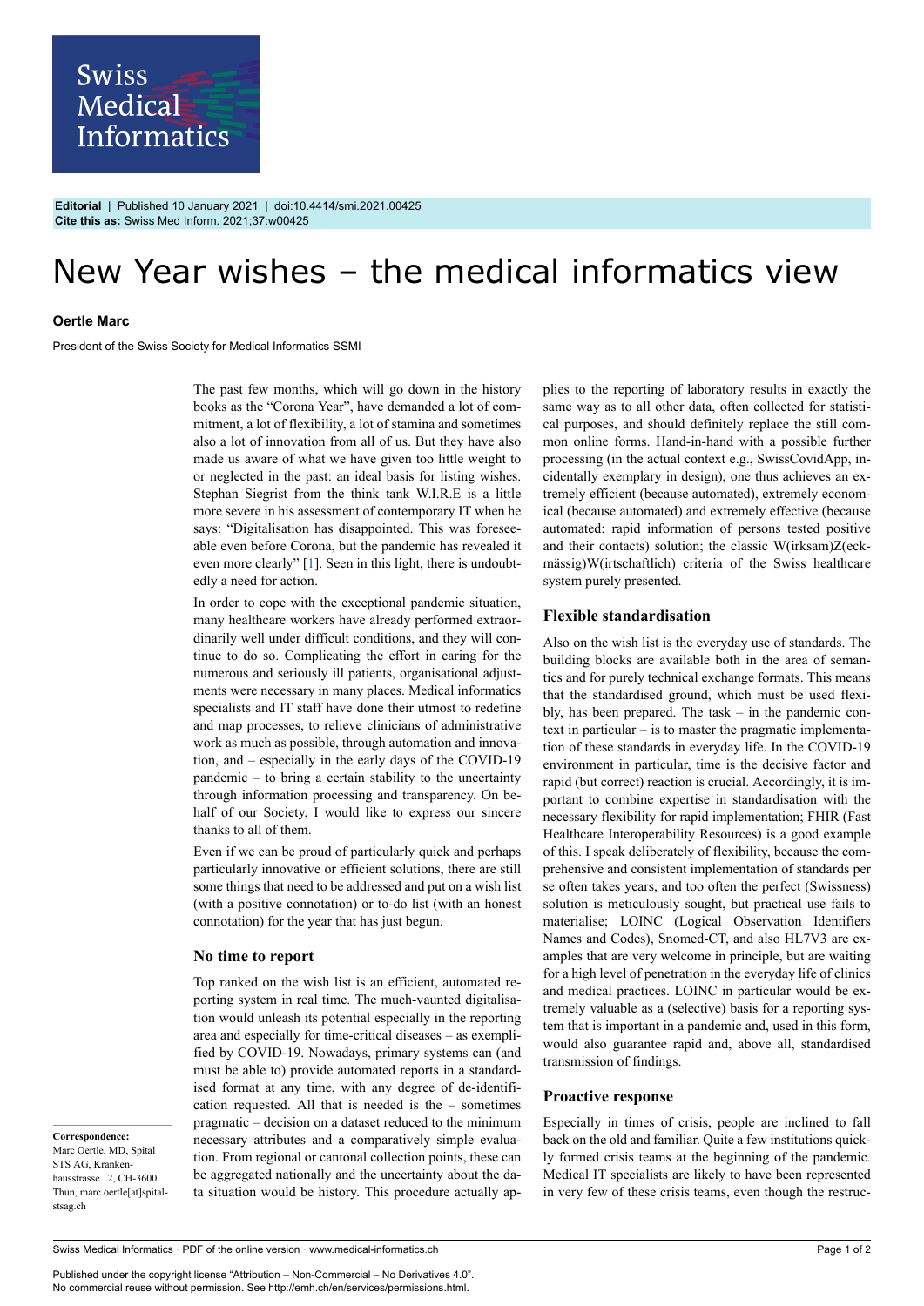**Editorial** | Published 10 January 2021 | doi:10.4414/smi.2021.00425
**Cite this as:** Swiss Med Inform. 2021;37:w00425

# New Year wishes – the medical informatics view

**Oertle Marc**

President of the Swiss Society for Medical Informatics SSMI

The past few months, which will go down in the history books as the "Corona Year", have demanded a lot of commitment, a lot of flexibility, a lot of stamina and sometimes also a lot of innovation from all of us. But they have also made us aware of what we have given too little weight to or neglected in the past: an ideal basis for listing wishes. Stephan Siegrist from the think tank W.I.R.E is a little more severe in his assessment of contemporary IT when he says: "Digitalisation has disappointed. This was foreseeable even before Corona, but the pandemic has revealed it even more clearly" [1]. Seen in this light, there is undoubtedly a need for action.

In order to cope with the exceptional pandemic situation, many healthcare workers have already performed extraordinarily well under difficult conditions, and they will continue to do so. Complicating the effort in caring for the numerous and seriously ill patients, organisational adjustments were necessary in many places. Medical informatics specialists and IT staff have done their utmost to redefine and map processes, to relieve clinicians of administrative work as much as possible, through automation and innovation, and – especially in the early days of the COVID-19 pandemic – to bring a certain stability to the uncertainty through information processing and transparency. On behalf of our Society, I would like to express our sincere thanks to all of them.

Even if we can be proud of particularly quick and perhaps particularly innovative or efficient solutions, there are still some things that need to be addressed and put on a wish list (with a positive connotation) or to-do list (with an honest connotation) for the year that has just begun.

## No time to report

Top ranked on the wish list is an efficient, automated reporting system in real time. The much-vaunted digitalisation would unleash its potential especially in the reporting area and especially for time-critical diseases – as exemplified by COVID-19. Nowadays, primary systems can (and must be able to) provide automated reports in a standardised format at any time, with any degree of de-identification requested. All that is needed is the – sometimes pragmatic – decision on a dataset reduced to the minimum necessary attributes and a comparatively simple evaluation. From regional or cantonal collection points, these can be aggregated nationally and the uncertainty about the data situation would be history. This procedure actually applies to the reporting of laboratory results in exactly the same way as to all other data, often collected for statistical purposes, and should definitely replace the still common online forms. Hand-in-hand with a possible further processing (in the actual context e.g., SwissCovidApp, incidentally exemplary in design), one thus achieves an extremely efficient (because automated), extremely economical (because automated) and extremely effective (because automated: rapid information of persons tested positive and their contacts) solution; the classic W(irksam)Z(eckmässig)W(irtschaftlich) criteria of the Swiss healthcare system purely presented.

## Flexible standardisation

Also on the wish list is the everyday use of standards. The building blocks are available both in the area of semantics and for purely technical exchange formats. This means that the standardised ground, which must be used flexibly, has been prepared. The task – in the pandemic context in particular – is to master the pragmatic implementation of these standards in everyday life. In the COVID-19 environment in particular, time is the decisive factor and rapid (but correct) reaction is crucial. Accordingly, it is important to combine expertise in standardisation with the necessary flexibility for rapid implementation; FHIR (Fast Healthcare Interoperability Resources) is a good example of this. I speak deliberately of flexibility, because the comprehensive and consistent implementation of standards per se often takes years, and too often the perfect (Swissness) solution is meticulously sought, but practical use fails to materialise; LOINC (Logical Observation Identifiers Names and Codes), Snomed-CT, and also HL7V3 are examples that are very welcome in principle, but are waiting for a high level of penetration in the everyday life of clinics and medical practices. LOINC in particular would be extremely valuable as a (selective) basis for a reporting system that is important in a pandemic and, used in this form, would also guarantee rapid and, above all, standardised transmission of findings.

## Proactive response

Especially in times of crisis, people are inclined to fall back on the old and familiar. Quite a few institutions quickly formed crisis teams at the beginning of the pandemic. Medical IT specialists are likely to have been represented in very few of these crisis teams, even though the restruc-

**Correspondence:**
Marc Oertle, MD, Spital STS AG, Krankenhausstrasse 12, CH-3600 Thun, marc.oertle[at]spitalstsag.ch

Published under the copyright license "Attribution – Non-Commercial – No Derivatives 4.0". No commercial reuse without permission. See http://emh.ch/en/services/permissions.html.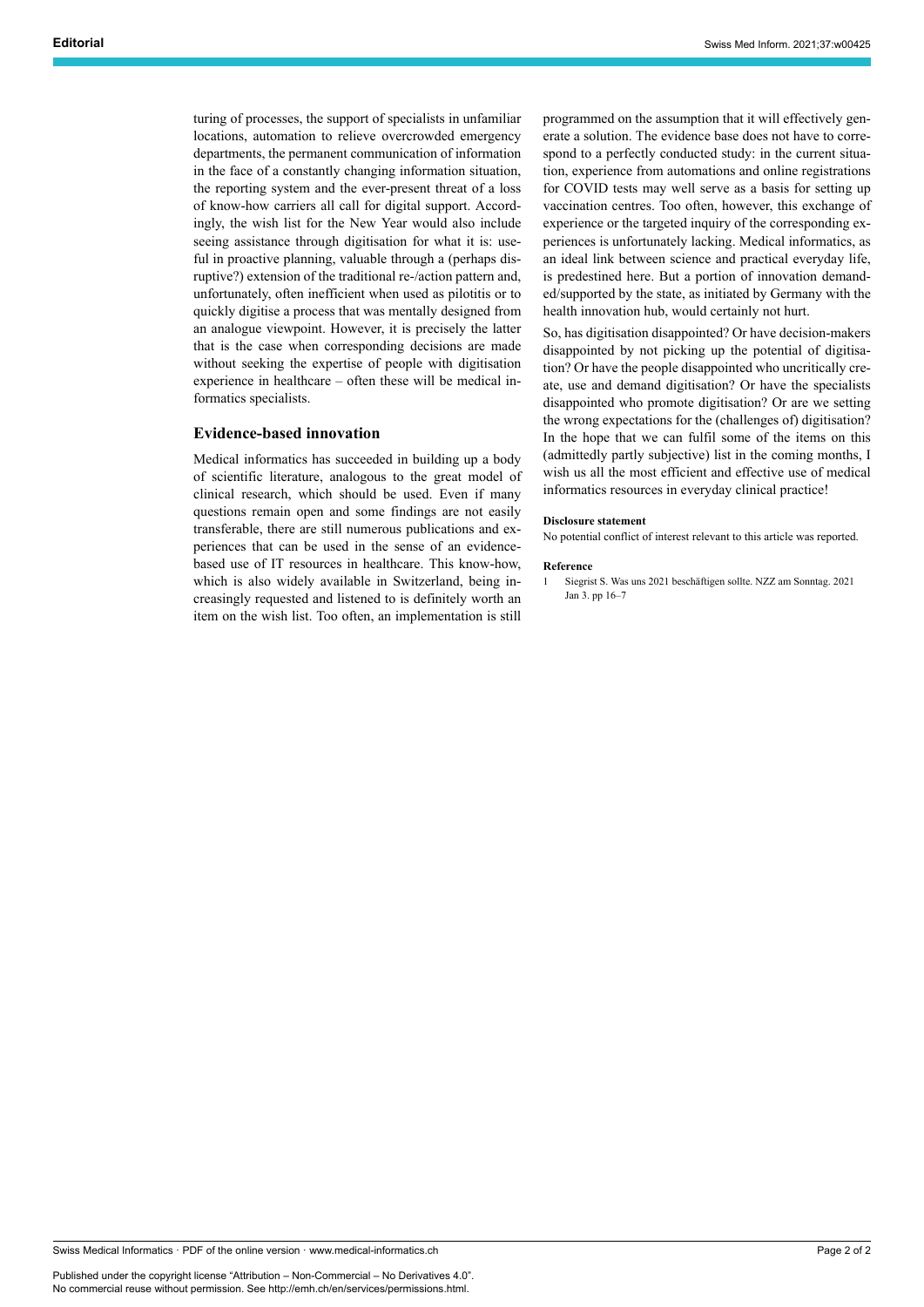turing of processes, the support of specialists in unfamiliar locations, automation to relieve overcrowded emergency departments, the permanent communication of information in the face of a constantly changing information situation, the reporting system and the ever-present threat of a loss of know-how carriers all call for digital support. Accordingly, the wish list for the New Year would also include seeing assistance through digitisation for what it is: useful in proactive planning, valuable through a (perhaps disruptive?) extension of the traditional re-/action pattern and, unfortunately, often inefficient when used as pilotitis or to quickly digitise a process that was mentally designed from an analogue viewpoint. However, it is precisely the latter that is the case when corresponding decisions are made without seeking the expertise of people with digitisation experience in healthcare – often these will be medical informatics specialists.

### Evidence-based innovation

Medical informatics has succeeded in building up a body of scientific literature, analogous to the great model of clinical research, which should be used. Even if many questions remain open and some findings are not easily transferable, there are still numerous publications and experiences that can be used in the sense of an evidence-based use of IT resources in healthcare. This know-how, which is also widely available in Switzerland, being increasingly requested and listened to is definitely worth an item on the wish list. Too often, an implementation is still programmed on the assumption that it will effectively generate a solution. The evidence base does not have to correspond to a perfectly conducted study: in the current situation, experience from automations and online registrations for COVID tests may well serve as a basis for setting up vaccination centres. Too often, however, this exchange of experience or the targeted inquiry of the corresponding experiences is unfortunately lacking. Medical informatics, as an ideal link between science and practical everyday life, is predestined here. But a portion of innovation demanded/supported by the state, as initiated by Germany with the health innovation hub, would certainly not hurt.

So, has digitisation disappointed? Or have decision-makers disappointed by not picking up the potential of digitisation? Or have the people disappointed who uncritically create, use and demand digitisation? Or have the specialists disappointed who promote digitisation? Or are we setting the wrong expectations for the (challenges of) digitisation? In the hope that we can fulfil some of the items on this (admittedly partly subjective) list in the coming months, I wish us all the most efficient and effective use of medical informatics resources in everyday clinical practice!

#### Disclosure statement

No potential conflict of interest relevant to this article was reported.

#### Reference

1. Siegrist S. Was uns 2021 beschäftigen sollte. NZZ am Sonntag. 2021 Jan 3. pp 16–7

Published under the copyright license "Attribution – Non-Commercial – No Derivatives 4.0". No commercial reuse without permission. See http://emh.ch/en/services/permissions.html.